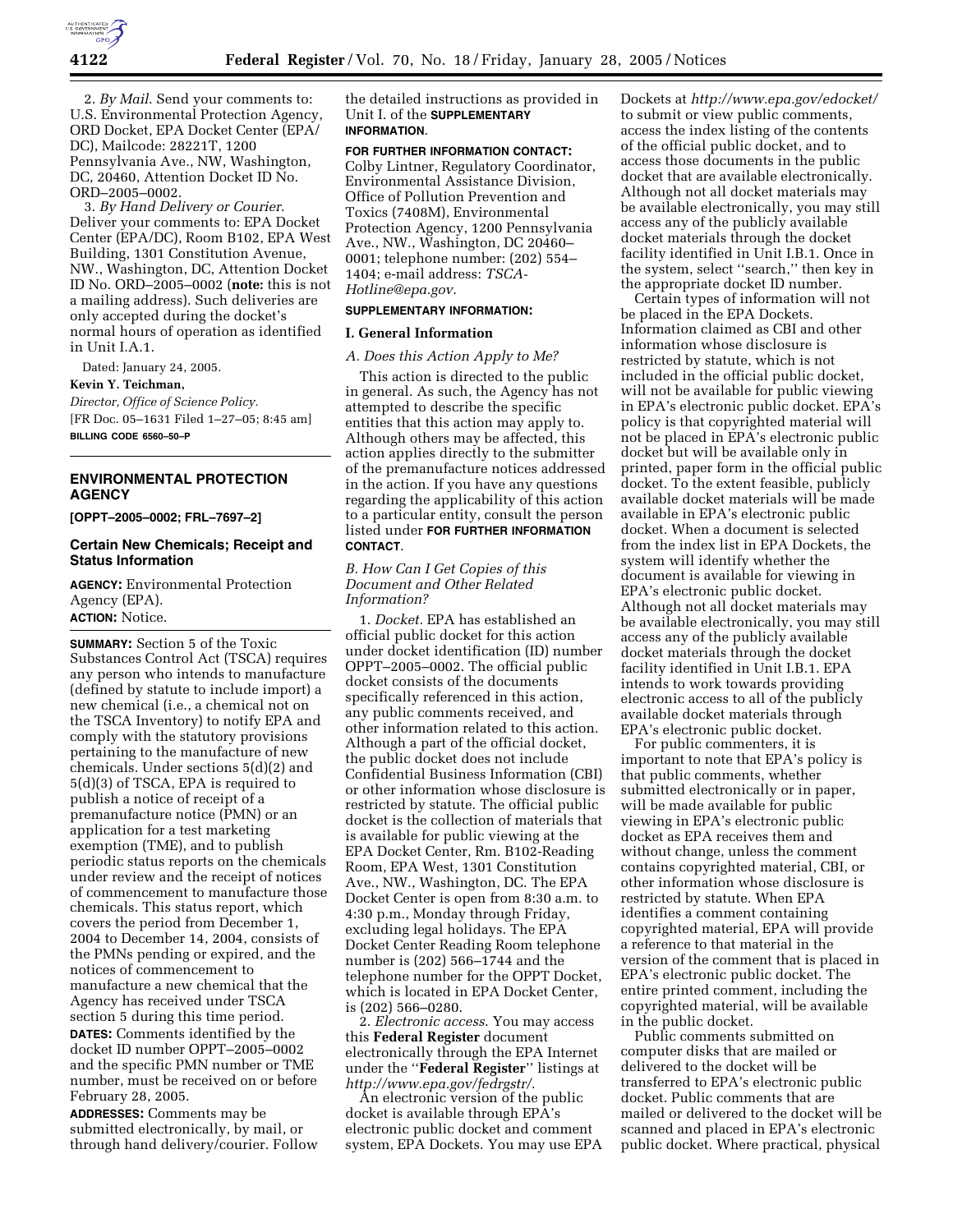2. *By Mail*. Send your comments to: U.S. Environmental Protection Agency, ORD Docket, EPA Docket Center (EPA/DC), Mailcode: 28221T, 1200 Pennsylvania Ave., NW, Washington, DC, 20460, Attention Docket ID No. ORD–2005–0002.

3. *By Hand Delivery or Courier*. Deliver your comments to: EPA Docket Center (EPA/DC), Room B102, EPA West Building, 1301 Constitution Avenue, NW., Washington, DC, Attention Docket ID No. ORD–2005–0002 (**note:** this is not a mailing address). Such deliveries are only accepted during the docket's normal hours of operation as identified in Unit I.A.1.

Dated: January 24, 2005.

**Kevin Y. Teichman,**

*Director, Office of Science Policy.*

[FR Doc. 05–1631 Filed 1–27–05; 8:45 am]

**BILLING CODE 6560–50–P**

---

## ENVIRONMENTAL PROTECTION AGENCY

**[OPPT–2005–0002; FRL–7697–2]**

### Certain New Chemicals; Receipt and Status Information

**AGENCY:** Environmental Protection Agency (EPA).

**ACTION:** Notice.

**SUMMARY:** Section 5 of the Toxic Substances Control Act (TSCA) requires any person who intends to manufacture (defined by statute to include import) a new chemical (i.e., a chemical not on the TSCA Inventory) to notify EPA and comply with the statutory provisions pertaining to the manufacture of new chemicals. Under sections 5(d)(2) and 5(d)(3) of TSCA, EPA is required to publish a notice of receipt of a premanufacture notice (PMN) or an application for a test marketing exemption (TME), and to publish periodic status reports on the chemicals under review and the receipt of notices of commencement to manufacture those chemicals. This status report, which covers the period from December 1, 2004 to December 14, 2004, consists of the PMNs pending or expired, and the notices of commencement to manufacture a new chemical that the Agency has received under TSCA section 5 during this time period.

**DATES:** Comments identified by the docket ID number OPPT–2005–0002 and the specific PMN number or TME number, must be received on or before February 28, 2005.

**ADDRESSES:** Comments may be submitted electronically, by mail, or through hand delivery/courier. Follow the detailed instructions as provided in Unit I. of the **SUPPLEMENTARY INFORMATION**.

**FOR FURTHER INFORMATION CONTACT:** Colby Lintner, Regulatory Coordinator, Environmental Assistance Division, Office of Pollution Prevention and Toxics (7408M), Environmental Protection Agency, 1200 Pennsylvania Ave., NW., Washington, DC 20460–0001; telephone number: (202) 554–1404; e-mail address: *TSCA-Hotline@epa.gov*.

**SUPPLEMENTARY INFORMATION:**

### I. General Information

*A. Does this Action Apply to Me?*

This action is directed to the public in general. As such, the Agency has not attempted to describe the specific entities that this action may apply to. Although others may be affected, this action applies directly to the submitter of the premanufacture notices addressed in the action. If you have any questions regarding the applicability of this action to a particular entity, consult the person listed under **FOR FURTHER INFORMATION CONTACT**.

*B. How Can I Get Copies of this Document and Other Related Information?*

1. *Docket*. EPA has established an official public docket for this action under docket identification (ID) number OPPT–2005–0002. The official public docket consists of the documents specifically referenced in this action, any public comments received, and other information related to this action. Although a part of the official docket, the public docket does not include Confidential Business Information (CBI) or other information whose disclosure is restricted by statute. The official public docket is the collection of materials that is available for public viewing at the EPA Docket Center, Rm. B102-Reading Room, EPA West, 1301 Constitution Ave., NW., Washington, DC. The EPA Docket Center is open from 8:30 a.m. to 4:30 p.m., Monday through Friday, excluding legal holidays. The EPA Docket Center Reading Room telephone number is (202) 566–1744 and the telephone number for the OPPT Docket, which is located in EPA Docket Center, is (202) 566–0280.

2. *Electronic access*. You may access this **Federal Register** document electronically through the EPA Internet under the ''**Federal Register**'' listings at *http://www.epa.gov/fedrgstr/*.

An electronic version of the public docket is available through EPA's electronic public docket and comment system, EPA Dockets. You may use EPA Dockets at *http://www.epa.gov/edocket/* to submit or view public comments, access the index listing of the contents of the official public docket, and to access those documents in the public docket that are available electronically. Although not all docket materials may be available electronically, you may still access any of the publicly available docket materials through the docket facility identified in Unit I.B.1. Once in the system, select ''search,'' then key in the appropriate docket ID number.

Certain types of information will not be placed in the EPA Dockets. Information claimed as CBI and other information whose disclosure is restricted by statute, which is not included in the official public docket, will not be available for public viewing in EPA's electronic public docket. EPA's policy is that copyrighted material will not be placed in EPA's electronic public docket but will be available only in printed, paper form in the official public docket. To the extent feasible, publicly available docket materials will be made available in EPA's electronic public docket. When a document is selected from the index list in EPA Dockets, the system will identify whether the document is available for viewing in EPA's electronic public docket. Although not all docket materials may be available electronically, you may still access any of the publicly available docket materials through the docket facility identified in Unit I.B.1. EPA intends to work towards providing electronic access to all of the publicly available docket materials through EPA's electronic public docket.

For public commenters, it is important to note that EPA's policy is that public comments, whether submitted electronically or in paper, will be made available for public viewing in EPA's electronic public docket as EPA receives them and without change, unless the comment contains copyrighted material, CBI, or other information whose disclosure is restricted by statute. When EPA identifies a comment containing copyrighted material, EPA will provide a reference to that material in the version of the comment that is placed in EPA's electronic public docket. The entire printed comment, including the copyrighted material, will be available in the public docket.

Public comments submitted on computer disks that are mailed or delivered to the docket will be transferred to EPA's electronic public docket. Public comments that are mailed or delivered to the docket will be scanned and placed in EPA's electronic public docket. Where practical, physical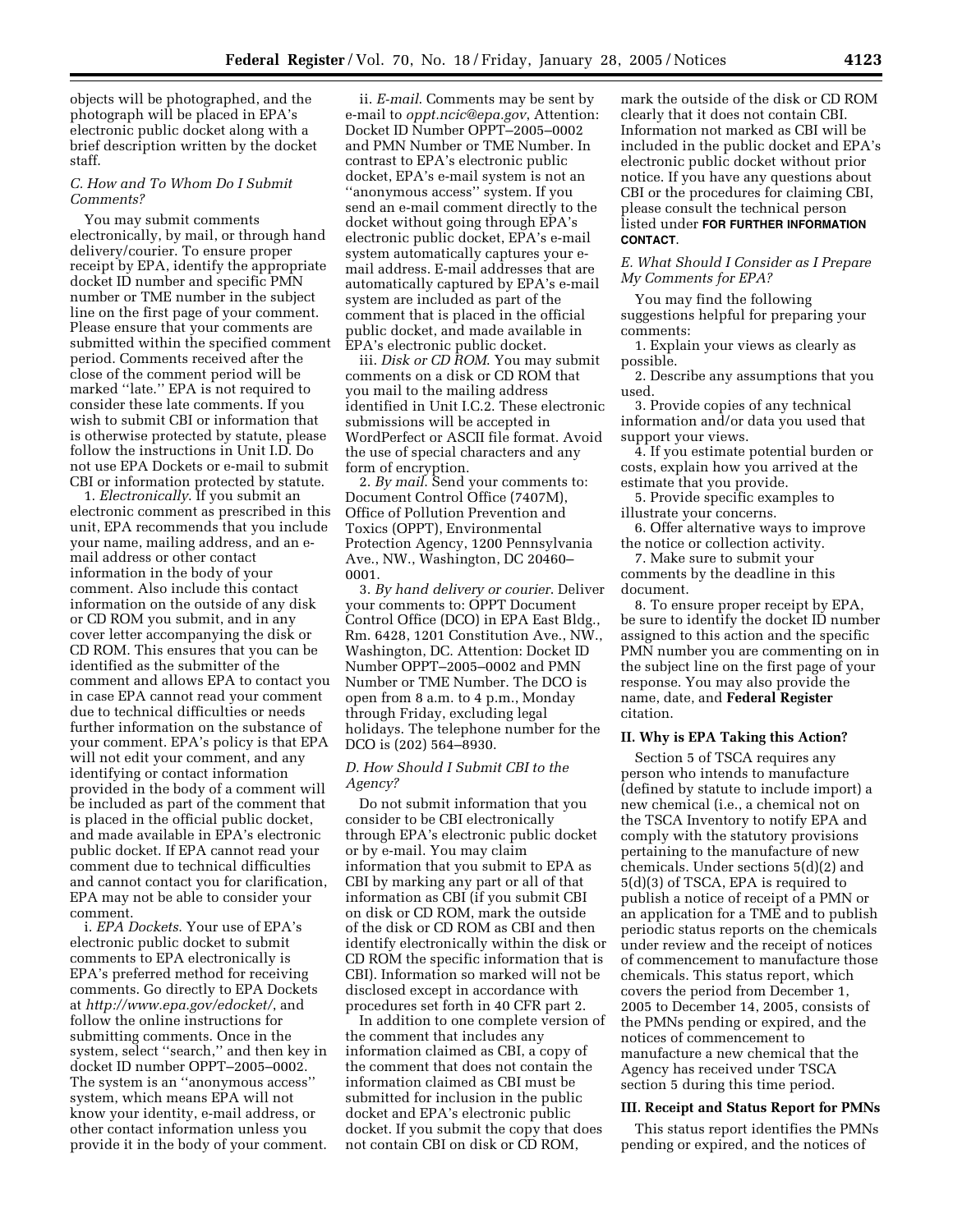objects will be photographed, and the photograph will be placed in EPA's electronic public docket along with a brief description written by the docket staff.

*C. How and To Whom Do I Submit Comments?*

You may submit comments electronically, by mail, or through hand delivery/courier. To ensure proper receipt by EPA, identify the appropriate docket ID number and specific PMN number or TME number in the subject line on the first page of your comment. Please ensure that your comments are submitted within the specified comment period. Comments received after the close of the comment period will be marked "late." EPA is not required to consider these late comments. If you wish to submit CBI or information that is otherwise protected by statute, please follow the instructions in Unit I.D. Do not use EPA Dockets or e-mail to submit CBI or information protected by statute.

1. *Electronically*. If you submit an electronic comment as prescribed in this unit, EPA recommends that you include your name, mailing address, and an e-mail address or other contact information in the body of your comment. Also include this contact information on the outside of any disk or CD ROM you submit, and in any cover letter accompanying the disk or CD ROM. This ensures that you can be identified as the submitter of the comment and allows EPA to contact you in case EPA cannot read your comment due to technical difficulties or needs further information on the substance of your comment. EPA's policy is that EPA will not edit your comment, and any identifying or contact information provided in the body of a comment will be included as part of the comment that is placed in the official public docket, and made available in EPA's electronic public docket. If EPA cannot read your comment due to technical difficulties and cannot contact you for clarification, EPA may not be able to consider your comment.

i. *EPA Dockets*. Your use of EPA's electronic public docket to submit comments to EPA electronically is EPA's preferred method for receiving comments. Go directly to EPA Dockets at *http://www.epa.gov/edocket/*, and follow the online instructions for submitting comments. Once in the system, select "search," and then key in docket ID number OPPT–2005–0002. The system is an "anonymous access" system, which means EPA will not know your identity, e-mail address, or other contact information unless you provide it in the body of your comment.

ii. *E-mail*. Comments may be sent by e-mail to *oppt.ncic@epa.gov*, Attention: Docket ID Number OPPT–2005–0002 and PMN Number or TME Number. In contrast to EPA's electronic public docket, EPA's e-mail system is not an "anonymous access" system. If you send an e-mail comment directly to the docket without going through EPA's electronic public docket, EPA's e-mail system automatically captures your e-mail address. E-mail addresses that are automatically captured by EPA's e-mail system are included as part of the comment that is placed in the official public docket, and made available in EPA's electronic public docket.

iii. *Disk or CD ROM*. You may submit comments on a disk or CD ROM that you mail to the mailing address identified in Unit I.C.2. These electronic submissions will be accepted in WordPerfect or ASCII file format. Avoid the use of special characters and any form of encryption.

2. *By mail*. Send your comments to: Document Control Office (7407M), Office of Pollution Prevention and Toxics (OPPT), Environmental Protection Agency, 1200 Pennsylvania Ave., NW., Washington, DC 20460–0001.

3. *By hand delivery or courier*. Deliver your comments to: OPPT Document Control Office (DCO) in EPA East Bldg., Rm. 6428, 1201 Constitution Ave., NW., Washington, DC. Attention: Docket ID Number OPPT–2005–0002 and PMN Number or TME Number. The DCO is open from 8 a.m. to 4 p.m., Monday through Friday, excluding legal holidays. The telephone number for the DCO is (202) 564–8930.

*D. How Should I Submit CBI to the Agency?*

Do not submit information that you consider to be CBI electronically through EPA's electronic public docket or by e-mail. You may claim information that you submit to EPA as CBI by marking any part or all of that information as CBI (if you submit CBI on disk or CD ROM, mark the outside of the disk or CD ROM as CBI and then identify electronically within the disk or CD ROM the specific information that is CBI). Information so marked will not be disclosed except in accordance with procedures set forth in 40 CFR part 2.

In addition to one complete version of the comment that includes any information claimed as CBI, a copy of the comment that does not contain the information claimed as CBI must be submitted for inclusion in the public docket and EPA's electronic public docket. If you submit the copy that does not contain CBI on disk or CD ROM, mark the outside of the disk or CD ROM clearly that it does not contain CBI. Information not marked as CBI will be included in the public docket and EPA's electronic public docket without prior notice. If you have any questions about CBI or the procedures for claiming CBI, please consult the technical person listed under **FOR FURTHER INFORMATION CONTACT**.

*E. What Should I Consider as I Prepare My Comments for EPA?*

You may find the following suggestions helpful for preparing your comments:

1. Explain your views as clearly as possible.
2. Describe any assumptions that you used.
3. Provide copies of any technical information and/or data you used that support your views.
4. If you estimate potential burden or costs, explain how you arrived at the estimate that you provide.
5. Provide specific examples to illustrate your concerns.
6. Offer alternative ways to improve the notice or collection activity.
7. Make sure to submit your comments by the deadline in this document.
8. To ensure proper receipt by EPA, be sure to identify the docket ID number assigned to this action and the specific PMN number you are commenting on in the subject line on the first page of your response. You may also provide the name, date, and **Federal Register** citation.

**II. Why is EPA Taking this Action?**

Section 5 of TSCA requires any person who intends to manufacture (defined by statute to include import) a new chemical (i.e., a chemical not on the TSCA Inventory to notify EPA and comply with the statutory provisions pertaining to the manufacture of new chemicals. Under sections 5(d)(2) and 5(d)(3) of TSCA, EPA is required to publish a notice of receipt of a PMN or an application for a TME and to publish periodic status reports on the chemicals under review and the receipt of notices of commencement to manufacture those chemicals. This status report, which covers the period from December 1, 2005 to December 14, 2005, consists of the PMNs pending or expired, and the notices of commencement to manufacture a new chemical that the Agency has received under TSCA section 5 during this time period.

**III. Receipt and Status Report for PMNs**

This status report identifies the PMNs pending or expired, and the notices of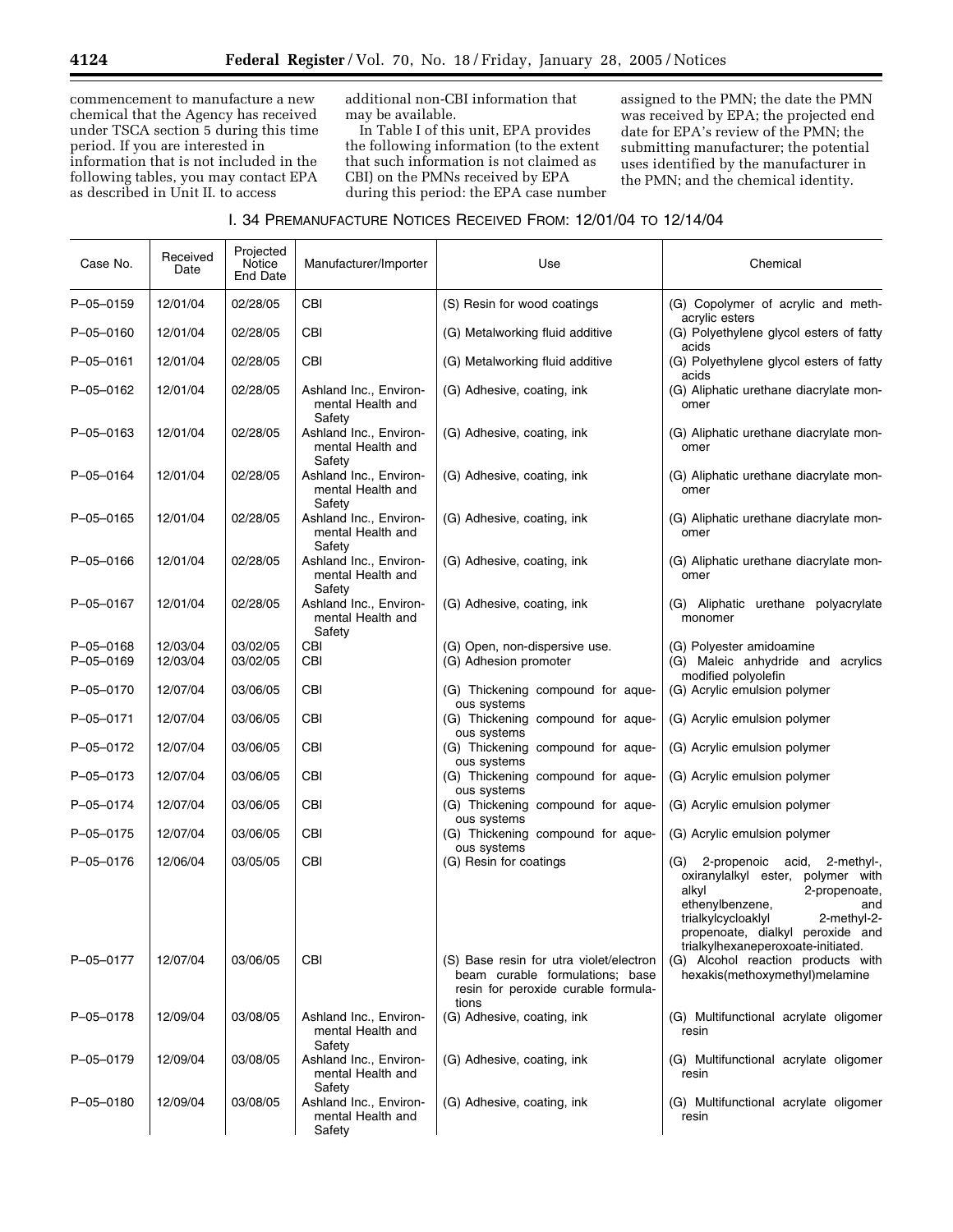commencement to manufacture a new chemical that the Agency has received under TSCA section 5 during this time period. If you are interested in information that is not included in the following tables, you may contact EPA as described in Unit II. to access additional non-CBI information that may be available.

In Table I of this unit, EPA provides the following information (to the extent that such information is not claimed as CBI) on the PMNs received by EPA during this period: the EPA case number assigned to the PMN; the date the PMN was received by EPA; the projected end date for EPA's review of the PMN; the submitting manufacturer; the potential uses identified by the manufacturer in the PMN; and the chemical identity.

I. 34 PREMANUFACTURE NOTICES RECEIVED FROM: 12/01/04 TO 12/14/04

| Case No. | Received Date | Projected Notice End Date | Manufacturer/Importer | Use | Chemical |
|---|---|---|---|---|---|
| P–05–0159 | 12/01/04 | 02/28/05 | CBI | (S) Resin for wood coatings | (G) Copolymer of acrylic and methacrylic esters |
| P–05–0160 | 12/01/04 | 02/28/05 | CBI | (G) Metalworking fluid additive | (G) Polyethylene glycol esters of fatty acids |
| P–05–0161 | 12/01/04 | 02/28/05 | CBI | (G) Metalworking fluid additive | (G) Polyethylene glycol esters of fatty acids |
| P–05–0162 | 12/01/04 | 02/28/05 | Ashland Inc., Environmental Health and Safety | (G) Adhesive, coating, ink | (G) Aliphatic urethane diacrylate monomer |
| P–05–0163 | 12/01/04 | 02/28/05 | Ashland Inc., Environmental Health and Safety | (G) Adhesive, coating, ink | (G) Aliphatic urethane diacrylate monomer |
| P–05–0164 | 12/01/04 | 02/28/05 | Ashland Inc., Environmental Health and Safety | (G) Adhesive, coating, ink | (G) Aliphatic urethane diacrylate monomer |
| P–05–0165 | 12/01/04 | 02/28/05 | Ashland Inc., Environmental Health and Safety | (G) Adhesive, coating, ink | (G) Aliphatic urethane diacrylate monomer |
| P–05–0166 | 12/01/04 | 02/28/05 | Ashland Inc., Environmental Health and Safety | (G) Adhesive, coating, ink | (G) Aliphatic urethane diacrylate monomer |
| P–05–0167 | 12/01/04 | 02/28/05 | Ashland Inc., Environmental Health and Safety | (G) Adhesive, coating, ink | (G) Aliphatic urethane polyacrylate monomer |
| P–05–0168 | 12/03/04 | 03/02/05 | CBI | (G) Open, non-dispersive use. | (G) Polyester amidoamine |
| P–05–0169 | 12/03/04 | 03/02/05 | CBI | (G) Adhesion promoter | (G) Maleic anhydride and acrylics modified polyolefin |
| P–05–0170 | 12/07/04 | 03/06/05 | CBI | (G) Thickening compound for aqueous systems | (G) Acrylic emulsion polymer |
| P–05–0171 | 12/07/04 | 03/06/05 | CBI | (G) Thickening compound for aqueous systems | (G) Acrylic emulsion polymer |
| P–05–0172 | 12/07/04 | 03/06/05 | CBI | (G) Thickening compound for aqueous systems | (G) Acrylic emulsion polymer |
| P–05–0173 | 12/07/04 | 03/06/05 | CBI | (G) Thickening compound for aqueous systems | (G) Acrylic emulsion polymer |
| P–05–0174 | 12/07/04 | 03/06/05 | CBI | (G) Thickening compound for aqueous systems | (G) Acrylic emulsion polymer |
| P–05–0175 | 12/07/04 | 03/06/05 | CBI | (G) Thickening compound for aqueous systems | (G) Acrylic emulsion polymer |
| P–05–0176 | 12/06/04 | 03/05/05 | CBI | (G) Resin for coatings | (G) 2-propenoic acid, 2-methyl-, oxiranylalkyl ester, polymer with alkyl 2-propenoate, ethenylbenzene, and trialkylcycloaklyl 2-methyl-2-propenoate, dialkyl peroxide and trialkylhexaneperoxoate-initiated. |
| P–05–0177 | 12/07/04 | 03/06/05 | CBI | (S) Base resin for utra violet/electron beam curable formulations; base resin for peroxide curable formulations | (G) Alcohol reaction products with hexakis(methoxymethyl)melamine |
| P–05–0178 | 12/09/04 | 03/08/05 | Ashland Inc., Environmental Health and Safety | (G) Adhesive, coating, ink | (G) Multifunctional acrylate oligomer resin |
| P–05–0179 | 12/09/04 | 03/08/05 | Ashland Inc., Environmental Health and Safety | (G) Adhesive, coating, ink | (G) Multifunctional acrylate oligomer resin |
| P–05–0180 | 12/09/04 | 03/08/05 | Ashland Inc., Environmental Health and Safety | (G) Adhesive, coating, ink | (G) Multifunctional acrylate oligomer resin |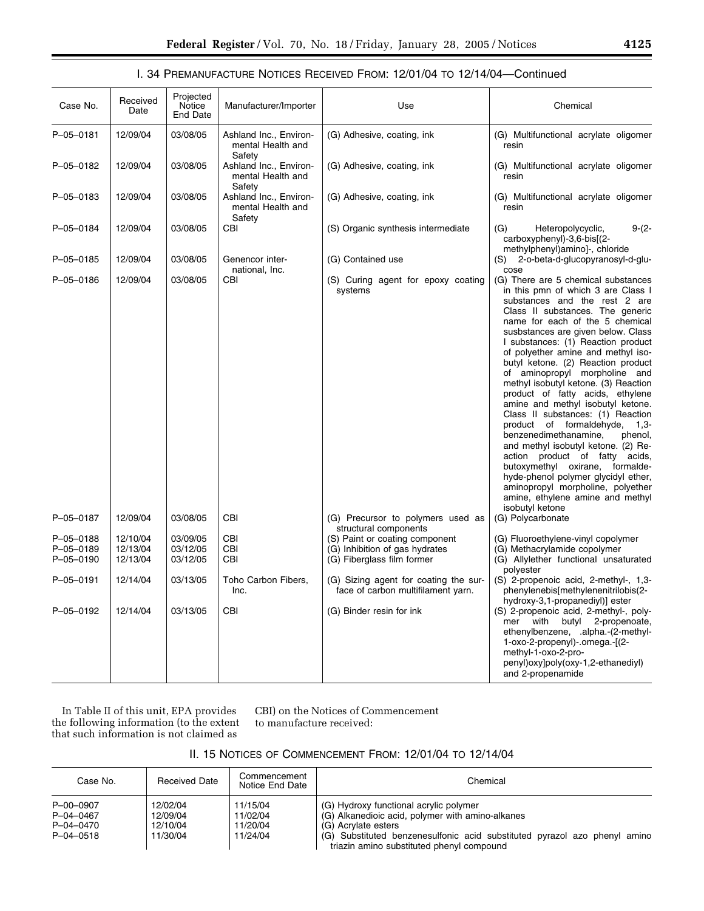### I. 34 PREMANUFACTURE NOTICES RECEIVED FROM: 12/01/04 TO 12/14/04—Continued

| Case No. | Received Date | Projected Notice End Date | Manufacturer/Importer | Use | Chemical |
|---|---|---|---|---|---|
| P–05–0181 | 12/09/04 | 03/08/05 | Ashland Inc., Environmental Health and Safety | (G) Adhesive, coating, ink | (G) Multifunctional acrylate oligomer resin |
| P–05–0182 | 12/09/04 | 03/08/05 | Ashland Inc., Environmental Health and Safety | (G) Adhesive, coating, ink | (G) Multifunctional acrylate oligomer resin |
| P–05–0183 | 12/09/04 | 03/08/05 | Ashland Inc., Environmental Health and Safety | (G) Adhesive, coating, ink | (G) Multifunctional acrylate oligomer resin |
| P–05–0184 | 12/09/04 | 03/08/05 | CBI | (S) Organic synthesis intermediate | (G) Heteropolycyclic, 9-(2-carboxyphenyl)-3,6-bis[(2-methylphenyl)amino]-, chloride |
| P–05–0185 | 12/09/04 | 03/08/05 | Genencor international, Inc. | (G) Contained use | (S) 2-o-beta-d-glucopyranosyl-d-glucose |
| P–05–0186 | 12/09/04 | 03/08/05 | CBI | (S) Curing agent for epoxy coating systems | (G) There are 5 chemical substances in this pmn of which 3 are Class I substances and the rest 2 are Class II substances. The generic name for each of the 5 chemical susbstances are given below. Class I substances: (1) Reaction product of polyether amine and methyl isobutyl ketone. (2) Reaction product of aminopropyl morpholine and methyl isobutyl ketone. (3) Reaction product of fatty acids, ethylene amine and methyl isobutyl ketone. Class II substances: (1) Reaction product of formaldehyde, 1,3-benzenedimethanamine, phenol, and methyl isobutyl ketone. (2) Reaction product of fatty acids, butoxymethyl oxirane, formaldehyde-phenol polymer glycidyl ether, aminopropyl morpholine, polyether amine, ethylene amine and methyl isobutyl ketone |
| P–05–0187 | 12/09/04 | 03/08/05 | CBI | (G) Precursor to polymers used as structural components | (G) Polycarbonate |
| P–05–0188 | 12/10/04 | 03/09/05 | CBI | (S) Paint or coating component | (G) Fluoroethylene-vinyl copolymer |
| P–05–0189 | 12/13/04 | 03/12/05 | CBI | (G) Inhibition of gas hydrates | (G) Methacrylamide copolymer |
| P–05–0190 | 12/13/04 | 03/12/05 | CBI | (G) Fiberglass film former | (G) Allylether functional unsaturated polyester |
| P–05–0191 | 12/14/04 | 03/13/05 | Toho Carbon Fibers, Inc. | (G) Sizing agent for coating the surface of carbon multifilament yarn. | (S) 2-propenoic acid, 2-methyl-, 1,3-phenylenebis[methylenenitrilobis(2-hydroxy-3,1-propanediyl)] ester |
| P–05–0192 | 12/14/04 | 03/13/05 | CBI | (G) Binder resin for ink | (S) 2-propenoic acid, 2-methyl-, polymer with butyl 2-propenoate, ethenylbenzene, .alpha.-(2-methyl-1-oxo-2-propenyl)-.omega.-[(2-methyl-1-oxo-2-propenyl)oxy]poly(oxy-1,2-ethanediyl) and 2-propenamide |

In Table II of this unit, EPA provides the following information (to the extent that such information is not claimed as CBI) on the Notices of Commencement to manufacture received:

### II. 15 NOTICES OF COMMENCEMENT FROM: 12/01/04 TO 12/14/04

| Case No. | Received Date | Commencement Notice End Date | Chemical |
|---|---|---|---|
| P–00–0907 | 12/02/04 | 11/15/04 | (G) Hydroxy functional acrylic polymer |
| P–04–0467 | 12/09/04 | 11/02/04 | (G) Alkanedioic acid, polymer with amino-alkanes |
| P–04–0470 | 12/10/04 | 11/20/04 | (G) Acrylate esters |
| P–04–0518 | 11/30/04 | 11/24/04 | (G) Substituted benzenesulfonic acid substituted pyrazol azo phenyl amino triazin amino substituted phenyl compound |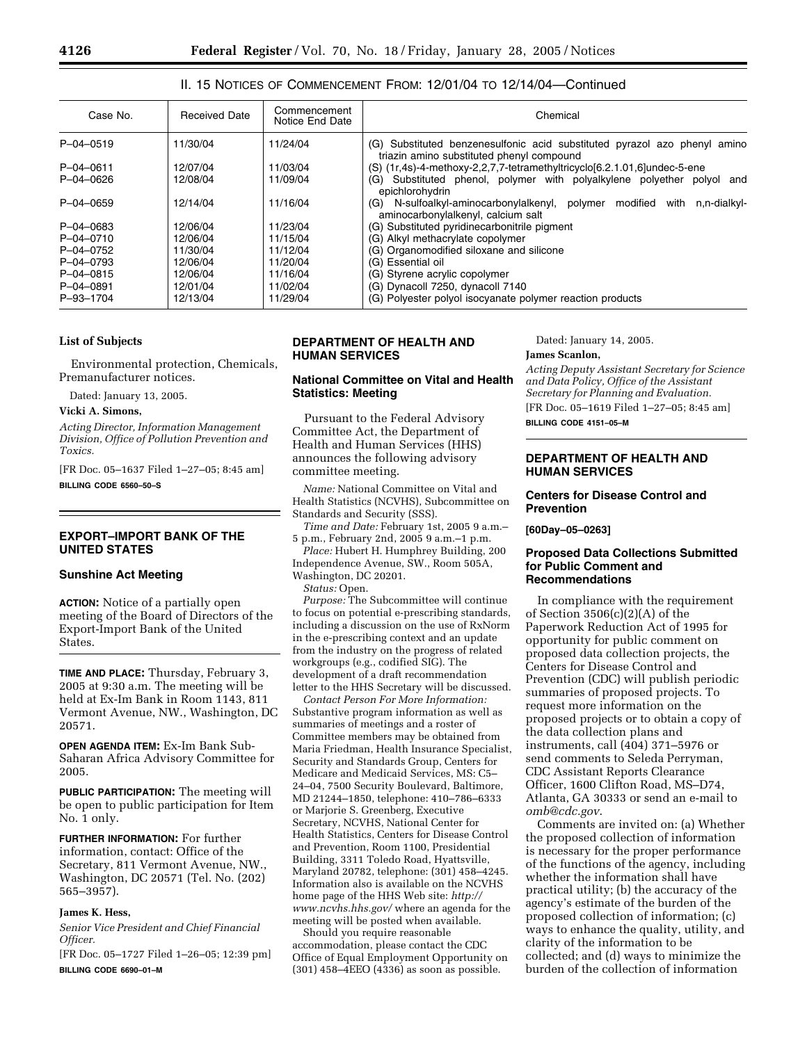## II. 15 NOTICES OF COMMENCEMENT FROM: 12/01/04 TO 12/14/04—Continued

| Case No. | Received Date | Commencement Notice End Date | Chemical |
| --- | --- | --- | --- |
| P–04–0519 | 11/30/04 | 11/24/04 | (G) Substituted benzenesulfonic acid substituted pyrazol azo phenyl amino triazin amino substituted phenyl compound |
| P–04–0611 | 12/07/04 | 11/03/04 | (S) (1r,4s)-4-methoxy-2,2,7,7-tetramethyltricyclo[6.2.1.01,6]undec-5-ene |
| P–04–0626 | 12/08/04 | 11/09/04 | (G) Substituted phenol, polymer with polyalkylene polyether polyol and epichlorohydrin |
| P–04–0659 | 12/14/04 | 11/16/04 | (G) N-sulfoalkyl-aminocarbonylalkenyl, polymer modified with n,n-dialkyl-aminocarbonylalkenyl, calcium salt |
| P–04–0683 | 12/06/04 | 11/23/04 | (G) Substituted pyridinecarbonitrile pigment |
| P–04–0710 | 12/06/04 | 11/15/04 | (G) Alkyl methacrylate copolymer |
| P–04–0752 | 11/30/04 | 11/12/04 | (G) Organomodified siloxane and silicone |
| P–04–0793 | 12/06/04 | 11/20/04 | (G) Essential oil |
| P–04–0815 | 12/06/04 | 11/16/04 | (G) Styrene acrylic copolymer |
| P–04–0891 | 12/01/04 | 11/02/04 | (G) Dynacoll 7250, dynacoll 7140 |
| P–93–1704 | 12/13/04 | 11/29/04 | (G) Polyester polyol isocyanate polymer reaction products |

**List of Subjects**

Environmental protection, Chemicals, Premanufacturer notices.

Dated: January 13, 2005.

**Vicki A. Simons,**

*Acting Director, Information Management Division, Office of Pollution Prevention and Toxics.*

[FR Doc. 05–1637 Filed 1–27–05; 8:45 am]

**BILLING CODE 6560–50–S**

---

## EXPORT–IMPORT BANK OF THE UNITED STATES

### Sunshine Act Meeting

**ACTION:** Notice of a partially open meeting of the Board of Directors of the Export-Import Bank of the United States.

**TIME AND PLACE:** Thursday, February 3, 2005 at 9:30 a.m. The meeting will be held at Ex-Im Bank in Room 1143, 811 Vermont Avenue, NW., Washington, DC 20571.

**OPEN AGENDA ITEM:** Ex-Im Bank Sub-Saharan Africa Advisory Committee for 2005.

**PUBLIC PARTICIPATION:** The meeting will be open to public participation for Item No. 1 only.

**FURTHER INFORMATION:** For further information, contact: Office of the Secretary, 811 Vermont Avenue, NW., Washington, DC 20571 (Tel. No. (202) 565–3957).

**James K. Hess,**

*Senior Vice President and Chief Financial Officer.*

[FR Doc. 05–1727 Filed 1–26–05; 12:39 pm]

**BILLING CODE 6690–01–M**

---

## DEPARTMENT OF HEALTH AND HUMAN SERVICES

### National Committee on Vital and Health Statistics: Meeting

Pursuant to the Federal Advisory Committee Act, the Department of Health and Human Services (HHS) announces the following advisory committee meeting.

*Name:* National Committee on Vital and Health Statistics (NCVHS), Subcommittee on Standards and Security (SSS).

*Time and Date:* February 1st, 2005 9 a.m.–5 p.m., February 2nd, 2005 9 a.m.–1 p.m.

*Place:* Hubert H. Humphrey Building, 200 Independence Avenue, SW., Room 505A, Washington, DC 20201.

*Status:* Open.

*Purpose:* The Subcommittee will continue to focus on potential e-prescribing standards, including a discussion on the use of RxNorm in the e-prescribing context and an update from the industry on the progress of related workgroups (e.g., codified SIG). The development of a draft recommendation letter to the HHS Secretary will be discussed.

*Contact Person For More Information:* Substantive program information as well as summaries of meetings and a roster of Committee members may be obtained from Maria Friedman, Health Insurance Specialist, Security and Standards Group, Centers for Medicare and Medicaid Services, MS: C5–24–04, 7500 Security Boulevard, Baltimore, MD 21244–1850, telephone: 410–786–6333 or Marjorie S. Greenberg, Executive Secretary, NCVHS, National Center for Health Statistics, Centers for Disease Control and Prevention, Room 1100, Presidential Building, 3311 Toledo Road, Hyattsville, Maryland 20782, telephone: (301) 458–4245. Information also is available on the NCVHS home page of the HHS Web site: *http://www.ncvhs.hhs.gov/* where an agenda for the meeting will be posted when available.

Should you require reasonable accommodation, please contact the CDC Office of Equal Employment Opportunity on (301) 458–4EEO (4336) as soon as possible.

Dated: January 14, 2005.

**James Scanlon,**

*Acting Deputy Assistant Secretary for Science and Data Policy, Office of the Assistant Secretary for Planning and Evaluation.*

[FR Doc. 05–1619 Filed 1–27–05; 8:45 am]

**BILLING CODE 4151–05–M**

---

## DEPARTMENT OF HEALTH AND HUMAN SERVICES

### Centers for Disease Control and Prevention

**[60Day–05–0263]**

### Proposed Data Collections Submitted for Public Comment and Recommendations

In compliance with the requirement of Section 3506(c)(2)(A) of the Paperwork Reduction Act of 1995 for opportunity for public comment on proposed data collection projects, the Centers for Disease Control and Prevention (CDC) will publish periodic summaries of proposed projects. To request more information on the proposed projects or to obtain a copy of the data collection plans and instruments, call (404) 371–5976 or send comments to Seleda Perryman, CDC Assistant Reports Clearance Officer, 1600 Clifton Road, MS–D74, Atlanta, GA 30333 or send an e-mail to *omb@cdc.gov*.

Comments are invited on: (a) Whether the proposed collection of information is necessary for the proper performance of the functions of the agency, including whether the information shall have practical utility; (b) the accuracy of the agency's estimate of the burden of the proposed collection of information; (c) ways to enhance the quality, utility, and clarity of the information to be collected; and (d) ways to minimize the burden of the collection of information